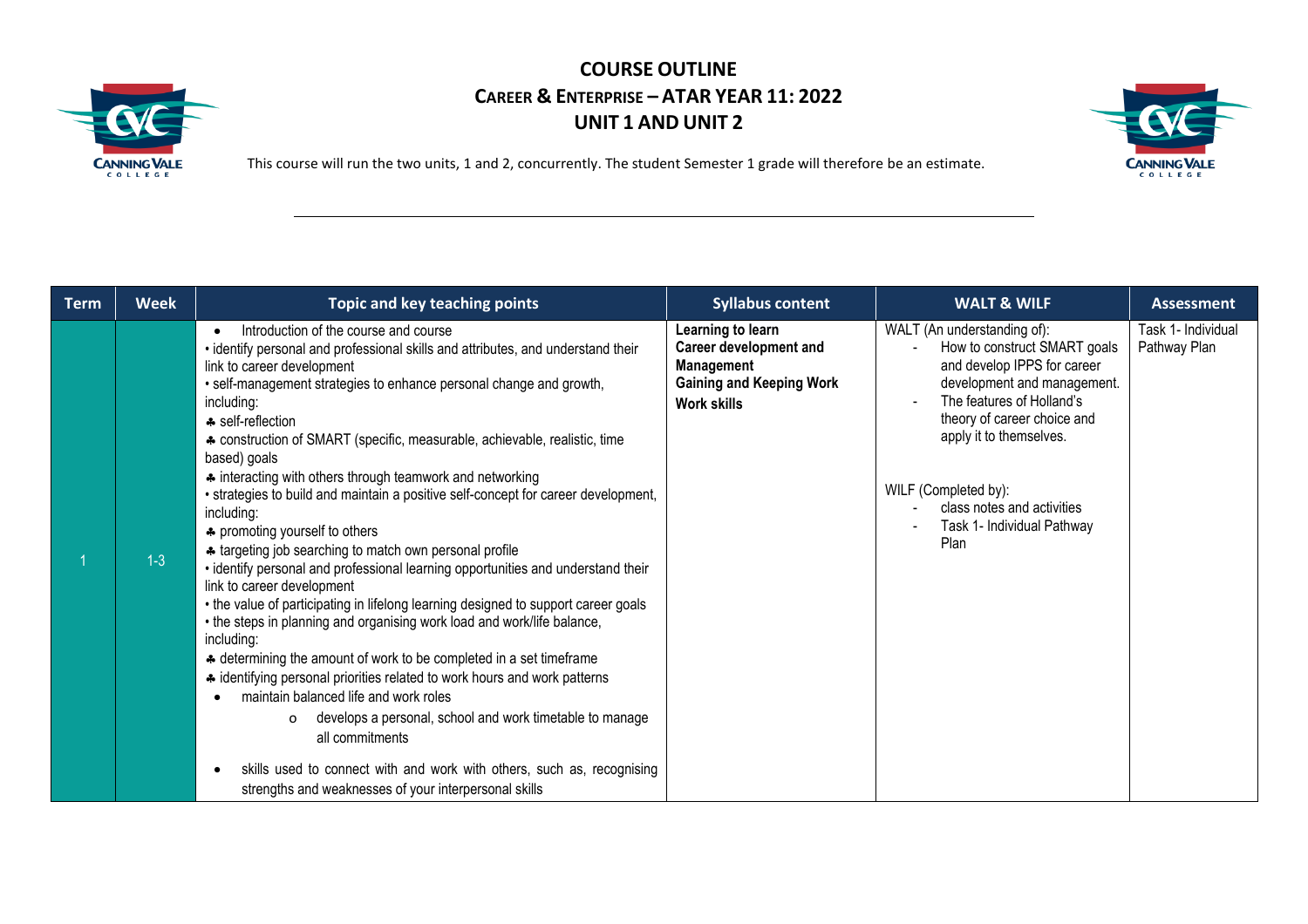# COURSE OUTLINE

## CAREER & ENTERPRISE – ATAR YEAR 11: 2022

## UNIT 1 AND UNIT 2

This course will run the two units, 1 and 2, concurrently. The student Semester 1 grade will therefore be an estimate.

| Term | Week | Topic and key teaching points | Syllabus content | WALT & WILF | Assessment |
|---|---|---|---|---|---|
| 1 | 1-3 | • Introduction of the course and course<br>• identify personal and professional skills and attributes, and understand their link to career development<br>• self-management strategies to enhance personal change and growth, including:<br>♣ self-reflection<br>♣ construction of SMART (specific, measurable, achievable, realistic, time based) goals<br>♣ interacting with others through teamwork and networking<br>• strategies to build and maintain a positive self-concept for career development, including:<br>♣ promoting yourself to others<br>♣ targeting job searching to match own personal profile<br>• identify personal and professional learning opportunities and understand their link to career development<br>• the value of participating in lifelong learning designed to support career goals<br>• the steps in planning and organising work load and work/life balance, including:<br>♣ determining the amount of work to be completed in a set timeframe<br>♣ identifying personal priorities related to work hours and work patterns<br>• maintain balanced life and work roles<br>o develops a personal, school and work timetable to manage all commitments<br>• skills used to connect with and work with others, such as, recognising strengths and weaknesses of your interpersonal skills | **Learning to learn**<br>**Career development and Management**<br>**Gaining and Keeping Work**<br>**Work skills** | WALT (An understanding of):<br>- How to construct SMART goals and develop IPPS for career development and management.<br>- The features of Holland's theory of career choice and apply it to themselves.<br><br>WILF (Completed by):<br>- class notes and activities<br>- Task 1- Individual Pathway Plan | Task 1- Individual Pathway Plan |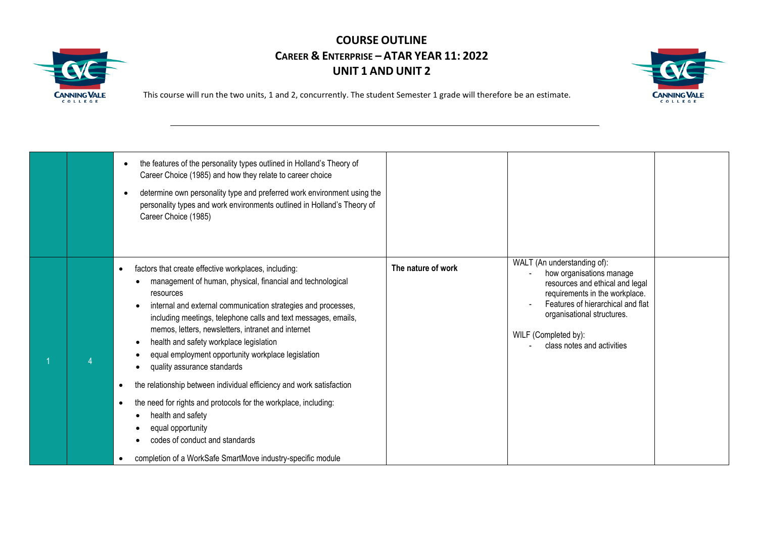# COURSE OUTLINE

## Career & Enterprise – ATAR YEAR 11: 2022

## UNIT 1 AND UNIT 2

This course will run the two units, 1 and 2, concurrently. The student Semester 1 grade will therefore be an estimate.

| | | | | | |
|---|---|---|---|---|---|
| | | • the features of the personality types outlined in Holland's Theory of Career Choice (1985) and how they relate to career choice<br>• determine own personality type and preferred work environment using the personality types and work environments outlined in Holland's Theory of Career Choice (1985) | | | |
| 1 | 4 | • factors that create effective workplaces, including:<br>&nbsp;&nbsp;• management of human, physical, financial and technological resources<br>&nbsp;&nbsp;• internal and external communication strategies and processes, including meetings, telephone calls and text messages, emails, memos, letters, newsletters, intranet and internet<br>&nbsp;&nbsp;• health and safety workplace legislation<br>&nbsp;&nbsp;• equal employment opportunity workplace legislation<br>&nbsp;&nbsp;• quality assurance standards<br>• the relationship between individual efficiency and work satisfaction<br>• the need for rights and protocols for the workplace, including:<br>&nbsp;&nbsp;• health and safety<br>&nbsp;&nbsp;• equal opportunity<br>&nbsp;&nbsp;• codes of conduct and standards<br>• completion of a WorkSafe SmartMove industry-specific module | **The nature of work** | WALT (An understanding of):<br>- how organisations manage resources and ethical and legal requirements in the workplace.<br>- Features of hierarchical and flat organisational structures.<br><br>WILF (Completed by):<br>- class notes and activities | |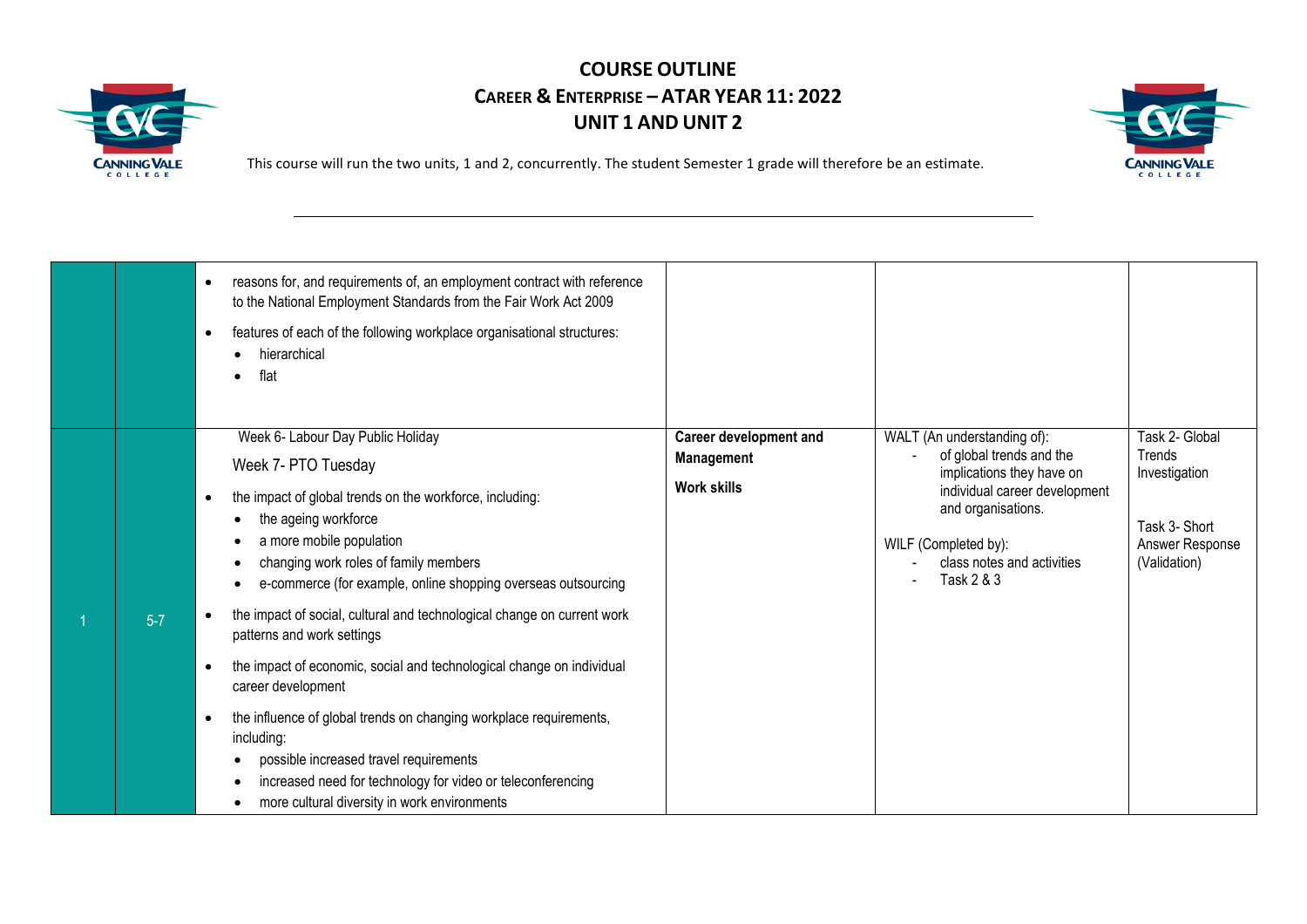# COURSE OUTLINE

## Career & Enterprise – ATAR Year 11: 2022

## Unit 1 and Unit 2

This course will run the two units, 1 and 2, concurrently. The student Semester 1 grade will therefore be an estimate.

| | | | | | |
|---|---|---|---|---|---|
| | | • reasons for, and requirements of, an employment contract with reference to the National Employment Standards from the Fair Work Act 2009<br>• features of each of the following workplace organisational structures:<br>  • hierarchical<br>  • flat | | | |
| 1 | 5-7 | Week 6- Labour Day Public Holiday<br>Week 7- PTO Tuesday<br>• the impact of global trends on the workforce, including:<br>  • the ageing workforce<br>  • a more mobile population<br>  • changing work roles of family members<br>  • e-commerce (for example, online shopping overseas outsourcing<br>• the impact of social, cultural and technological change on current work patterns and work settings<br>• the impact of economic, social and technological change on individual career development<br>• the influence of global trends on changing workplace requirements, including:<br>  • possible increased travel requirements<br>  • increased need for technology for video or teleconferencing<br>  • more cultural diversity in work environments | **Career development and Management**<br>**Work skills** | WALT (An understanding of):<br>- of global trends and the implications they have on individual career development and organisations.<br>WILF (Completed by):<br>- class notes and activities<br>- Task 2 & 3 | Task 2- Global Trends Investigation<br>Task 3- Short Answer Response (Validation) |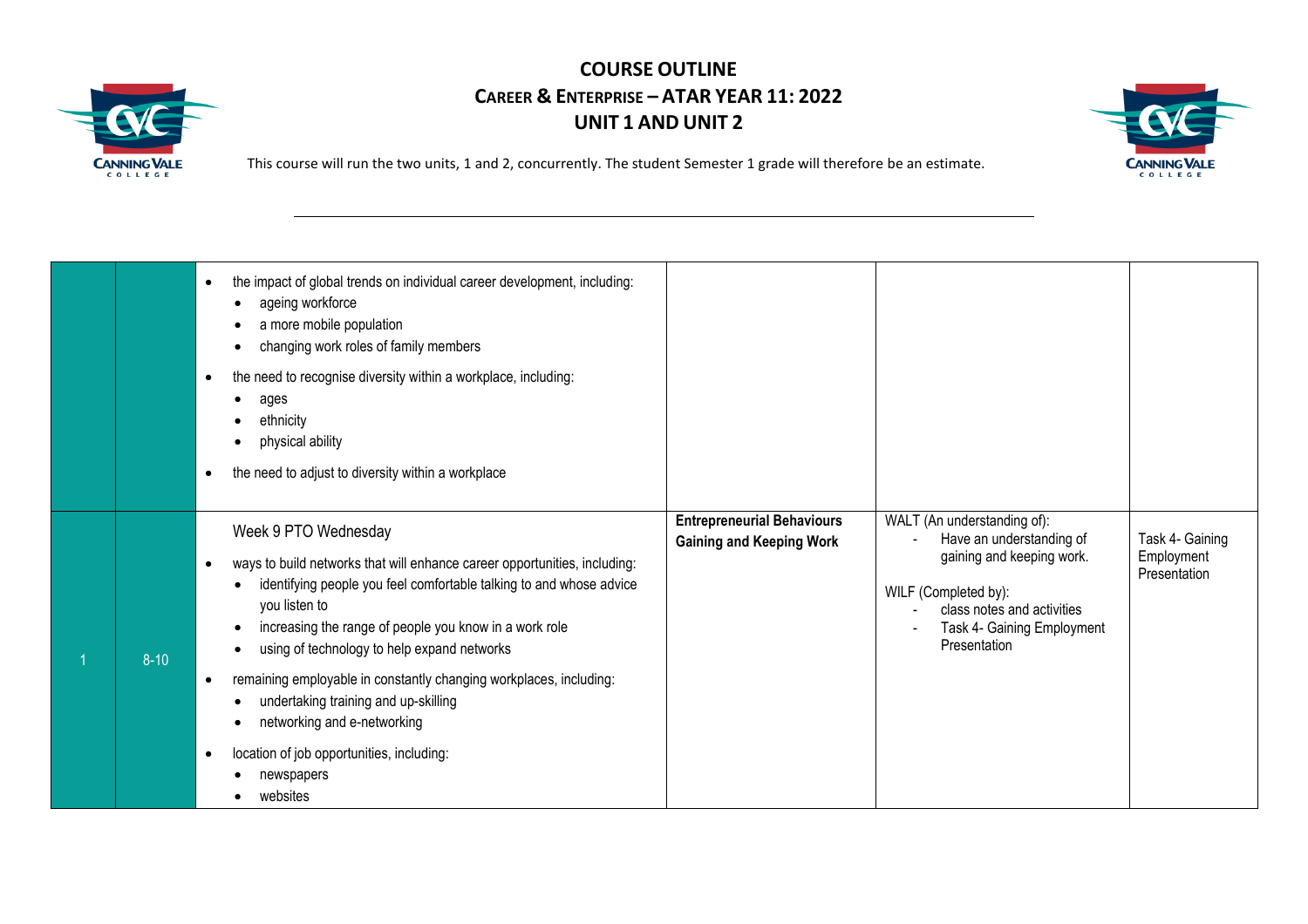# COURSE OUTLINE

## Career & Enterprise – ATAR Year 11: 2022

## Unit 1 and Unit 2

This course will run the two units, 1 and 2, concurrently. The student Semester 1 grade will therefore be an estimate.

| | | | | | |
|---|---|---|---|---|---|
| | | • the impact of global trends on individual career development, including:<br>• ageing workforce<br>• a more mobile population<br>• changing work roles of family members<br>• the need to recognise diversity within a workplace, including:<br>• ages<br>• ethnicity<br>• physical ability<br>• the need to adjust to diversity within a workplace | | | |
| 1 | 8-10 | Week 9 PTO Wednesday<br>• ways to build networks that will enhance career opportunities, including:<br>• identifying people you feel comfortable talking to and whose advice you listen to<br>• increasing the range of people you know in a work role<br>• using of technology to help expand networks<br>• remaining employable in constantly changing workplaces, including:<br>• undertaking training and up-skilling<br>• networking and e-networking<br>• location of job opportunities, including:<br>• newspapers<br>• websites | **Entrepreneurial Behaviours**<br>**Gaining and Keeping Work** | WALT (An understanding of):<br>- Have an understanding of gaining and keeping work.<br>WILF (Completed by):<br>- class notes and activities<br>- Task 4- Gaining Employment Presentation | Task 4- Gaining Employment Presentation |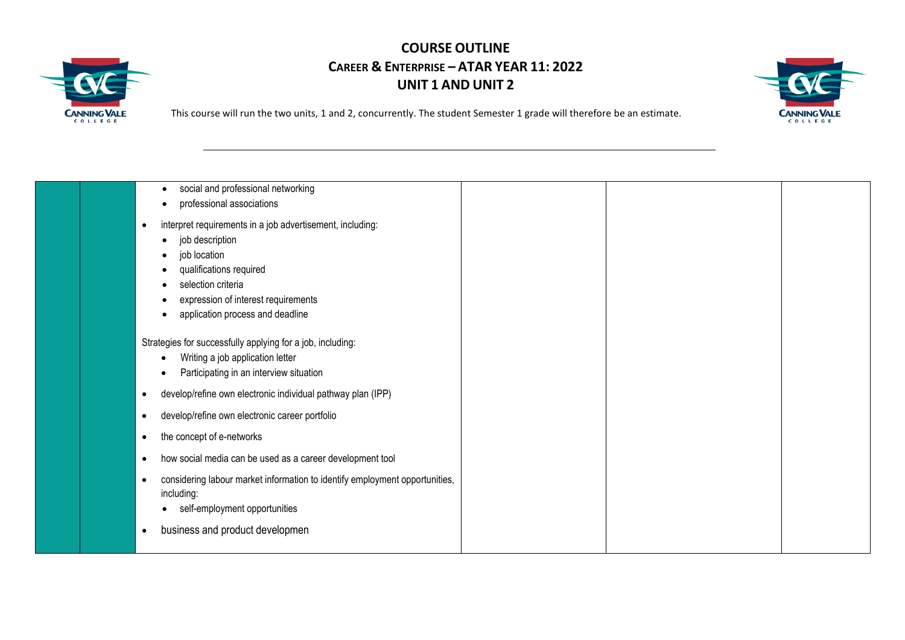# COURSE OUTLINE
## Career & Enterprise – ATAR YEAR 11: 2022
## UNIT 1 AND UNIT 2

This course will run the two units, 1 and 2, concurrently. The student Semester 1 grade will therefore be an estimate.

| | | | | | |
|---|---|---|---|---|---|
| | | • social and professional networking<br>• professional associations<br>• interpret requirements in a job advertisement, including:<br>  • job description<br>  • job location<br>  • qualifications required<br>  • selection criteria<br>  • expression of interest requirements<br>  • application process and deadline<br><br>Strategies for successfully applying for a job, including:<br>  • Writing a job application letter<br>  • Participating in an interview situation<br>• develop/refine own electronic individual pathway plan (IPP)<br>• develop/refine own electronic career portfolio<br>• the concept of e-networks<br>• how social media can be used as a career development tool<br>• considering labour market information to identify employment opportunities, including:<br>  • self-employment opportunities<br>• business and product developmen | | | |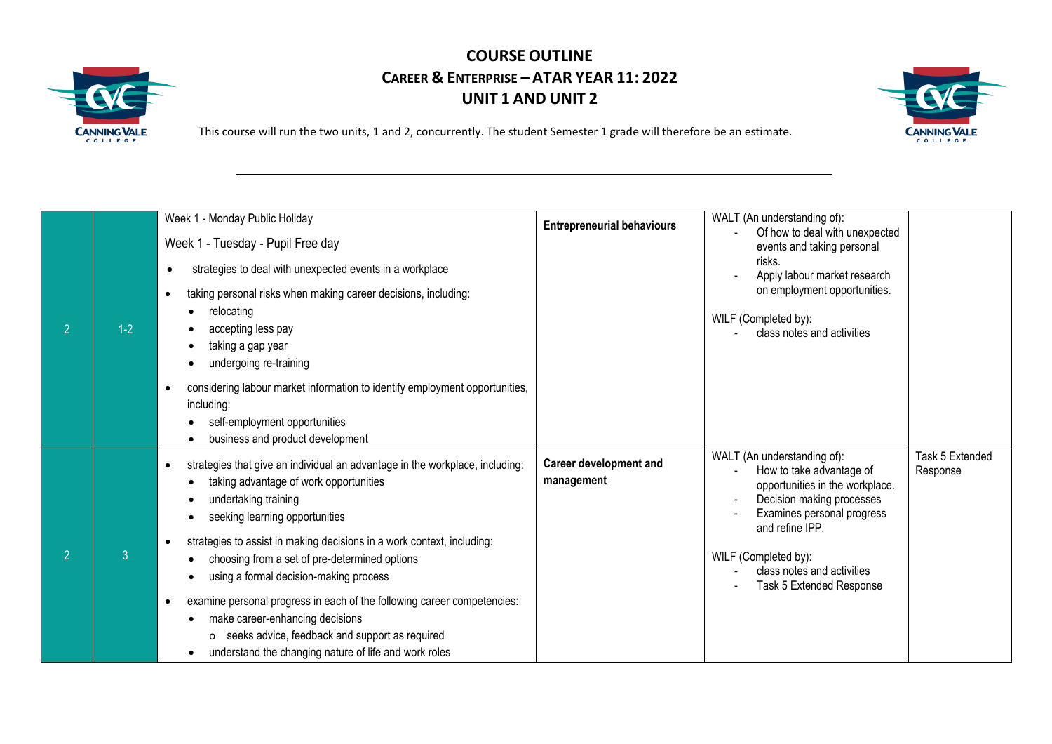# COURSE OUTLINE

## Career & Enterprise – ATAR YEAR 11: 2022

## UNIT 1 AND UNIT 2

This course will run the two units, 1 and 2, concurrently. The student Semester 1 grade will therefore be an estimate.

| | | | | | |
|---|---|---|---|---|---|
| 2 | 1-2 | Week 1 - Monday Public Holiday<br>Week 1 - Tuesday - Pupil Free day<br>• strategies to deal with unexpected events in a workplace<br>• taking personal risks when making career decisions, including:<br>  • relocating<br>  • accepting less pay<br>  • taking a gap year<br>  • undergoing re-training<br>• considering labour market information to identify employment opportunities, including:<br>  • self-employment opportunities<br>  • business and product development | **Entrepreneurial behaviours** | WALT (An understanding of):<br>- Of how to deal with unexpected events and taking personal risks.<br>- Apply labour market research on employment opportunities.<br>WILF (Completed by):<br>- class notes and activities | |
| 2 | 3 | • strategies that give an individual an advantage in the workplace, including:<br>  • taking advantage of work opportunities<br>  • undertaking training<br>  • seeking learning opportunities<br>• strategies to assist in making decisions in a work context, including:<br>  • choosing from a set of pre-determined options<br>  • using a formal decision-making process<br>• examine personal progress in each of the following career competencies:<br>  • make career-enhancing decisions<br>    o seeks advice, feedback and support as required<br>  • understand the changing nature of life and work roles | **Career development and management** | WALT (An understanding of):<br>- How to take advantage of opportunities in the workplace.<br>- Decision making processes<br>- Examines personal progress and refine IPP.<br>WILF (Completed by):<br>- class notes and activities<br>- Task 5 Extended Response | Task 5 Extended Response |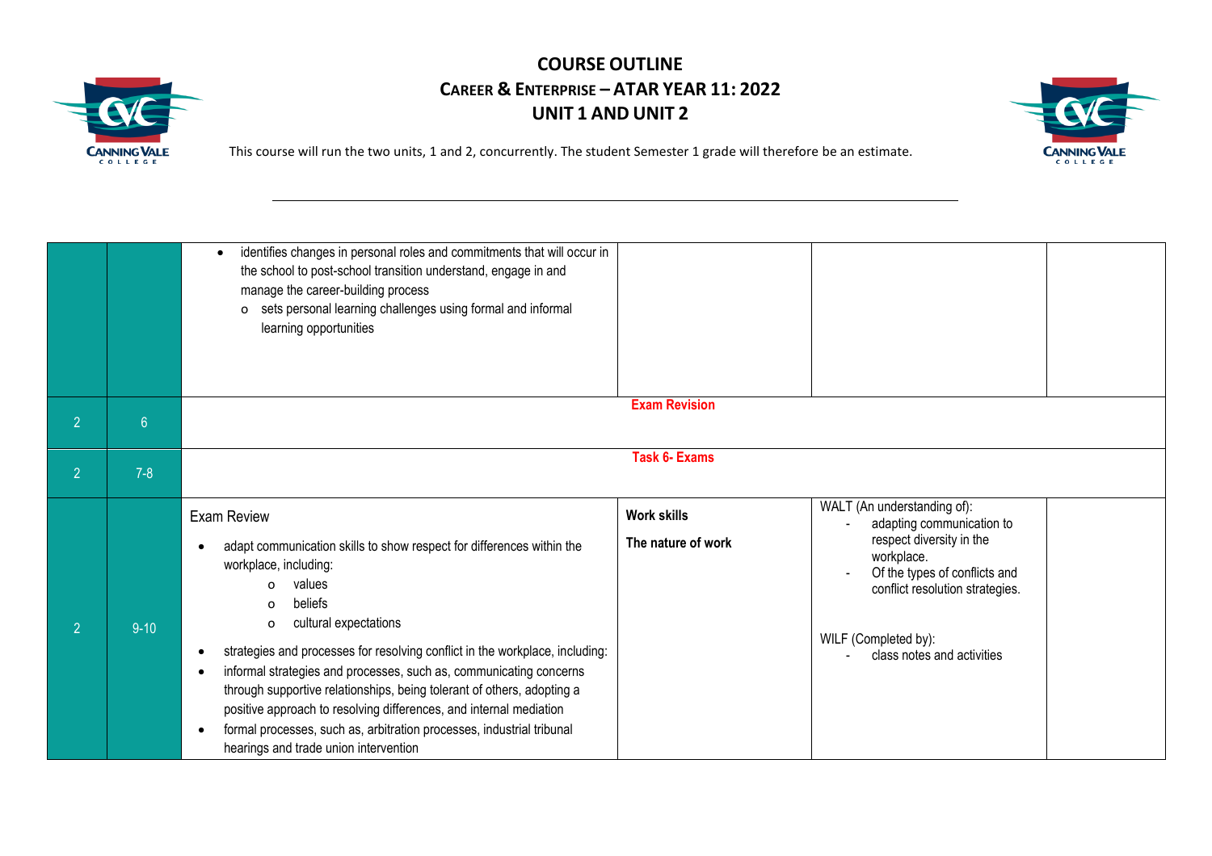# COURSE OUTLINE

## CAREER & ENTERPRISE – ATAR YEAR 11: 2022

## UNIT 1 AND UNIT 2

This course will run the two units, 1 and 2, concurrently. The student Semester 1 grade will therefore be an estimate.

| | | | | | |
|---|---|---|---|---|---|
| | | • identifies changes in personal roles and commitments that will occur in the school to post-school transition understand, engage in and manage the career-building process<br>o sets personal learning challenges using formal and informal learning opportunities | | | |
| 2 | 6 | **Exam Revision** | | | |
| 2 | 7-8 | **Task 6- Exams** | | | |
| 2 | 9-10 | Exam Review<br>• adapt communication skills to show respect for differences within the workplace, including:<br>o values<br>o beliefs<br>o cultural expectations<br>• strategies and processes for resolving conflict in the workplace, including:<br>• informal strategies and processes, such as, communicating concerns through supportive relationships, being tolerant of others, adopting a positive approach to resolving differences, and internal mediation<br>• formal processes, such as, arbitration processes, industrial tribunal hearings and trade union intervention | **Work skills**<br>**The nature of work** | WALT (An understanding of):<br>- adapting communication to respect diversity in the workplace.<br>- Of the types of conflicts and conflict resolution strategies.<br><br>WILF (Completed by):<br>- class notes and activities | |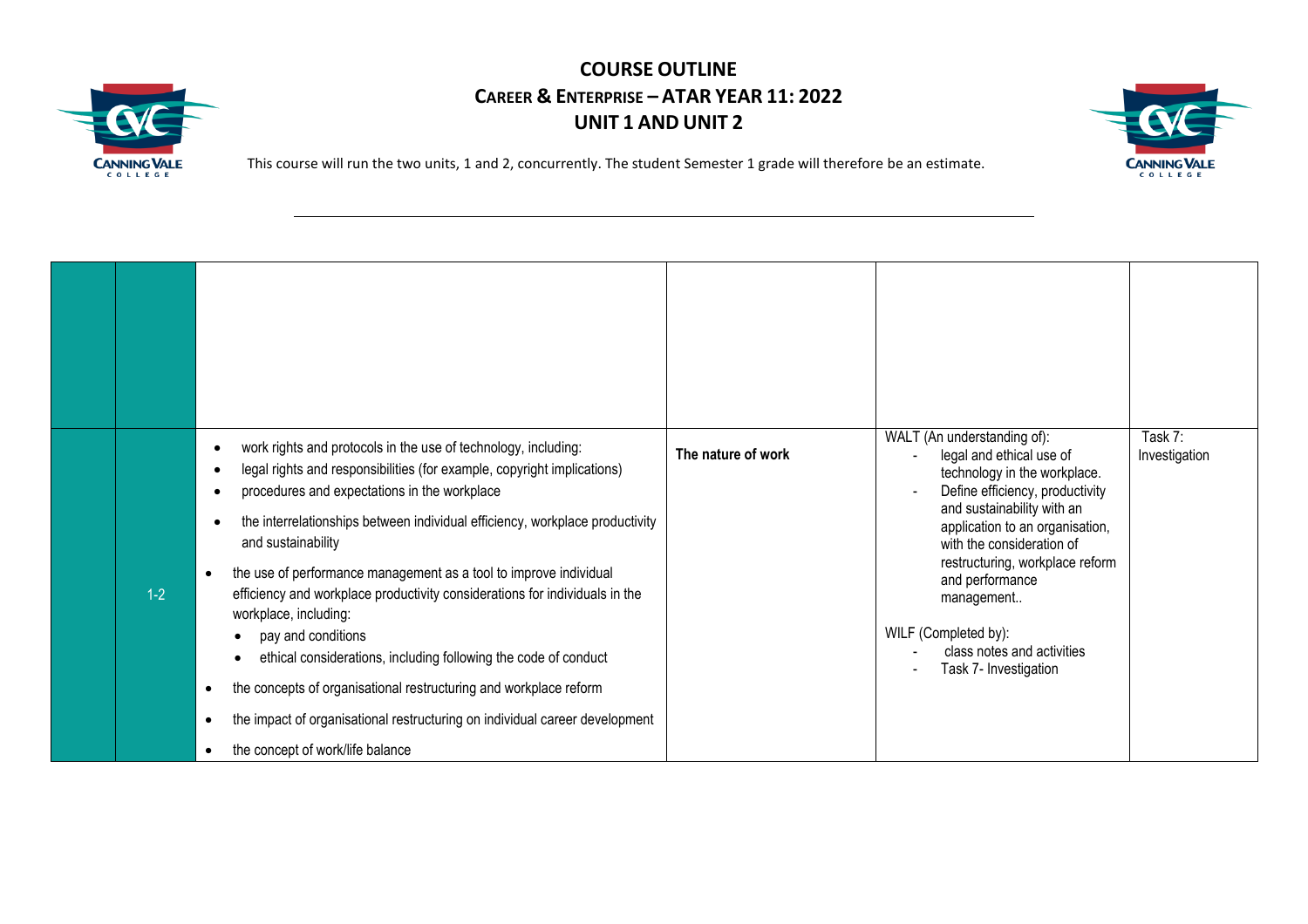# COURSE OUTLINE

## CAREER & ENTERPRISE – ATAR YEAR 11: 2022

## UNIT 1 AND UNIT 2

This course will run the two units, 1 and 2, concurrently. The student Semester 1 grade will therefore be an estimate.

| | | | | | |
|---|---|---|---|---|---|
| | | | | | |
| | 1-2 | • work rights and protocols in the use of technology, including:<br>• legal rights and responsibilities (for example, copyright implications)<br>• procedures and expectations in the workplace<br>• the interrelationships between individual efficiency, workplace productivity and sustainability<br>• the use of performance management as a tool to improve individual efficiency and workplace productivity considerations for individuals in the workplace, including:<br>&nbsp;&nbsp;• pay and conditions<br>&nbsp;&nbsp;• ethical considerations, including following the code of conduct<br>• the concepts of organisational restructuring and workplace reform<br>• the impact of organisational restructuring on individual career development<br>• the concept of work/life balance | **The nature of work** | WALT (An understanding of):<br>- legal and ethical use of technology in the workplace.<br>- Define efficiency, productivity and sustainability with an application to an organisation, with the consideration of restructuring, workplace reform and performance management..<br><br>WILF (Completed by):<br>- class notes and activities<br>- Task 7- Investigation | Task 7: Investigation |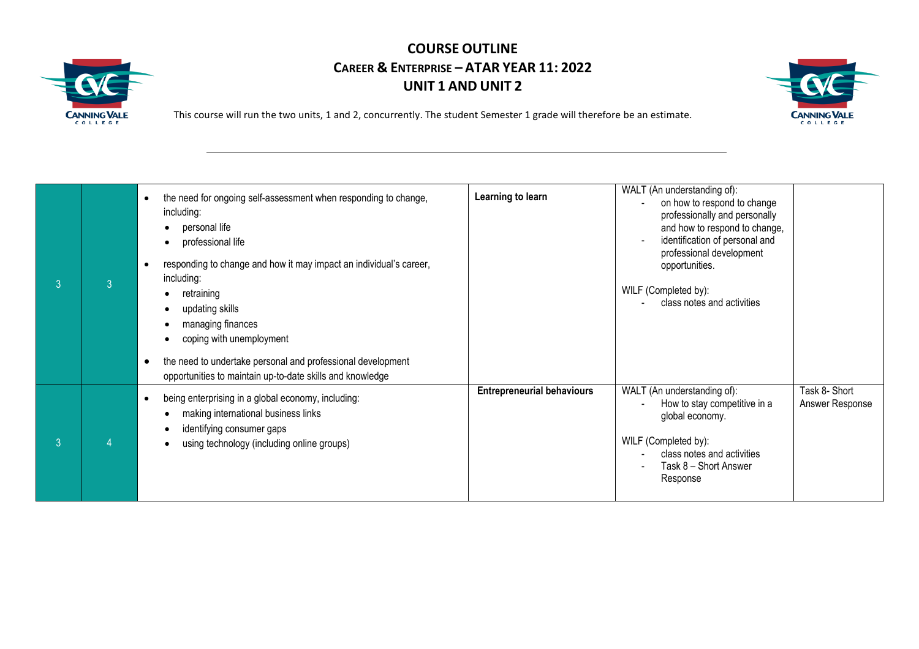# COURSE OUTLINE

## CAREER & ENTERPRISE – ATAR YEAR 11: 2022

## UNIT 1 AND UNIT 2

This course will run the two units, 1 and 2, concurrently. The student Semester 1 grade will therefore be an estimate.

| | | | | | |
|---|---|---|---|---|---|
| 3 | 3 | • the need for ongoing self-assessment when responding to change, including:<br>  • personal life<br>  • professional life<br>• responding to change and how it may impact an individual's career, including:<br>  • retraining<br>  • updating skills<br>  • managing finances<br>  • coping with unemployment<br>• the need to undertake personal and professional development opportunities to maintain up-to-date skills and knowledge | **Learning to learn** | WALT (An understanding of):<br>- on how to respond to change professionally and personally and how to respond to change,<br>- identification of personal and professional development opportunities.<br><br>WILF (Completed by):<br>- class notes and activities | |
| 3 | 4 | • being enterprising in a global economy, including:<br>  • making international business links<br>  • identifying consumer gaps<br>  • using technology (including online groups) | **Entrepreneurial behaviours** | WALT (An understanding of):<br>- How to stay competitive in a global economy.<br><br>WILF (Completed by):<br>- class notes and activities<br>- Task 8 – Short Answer Response | Task 8- Short Answer Response |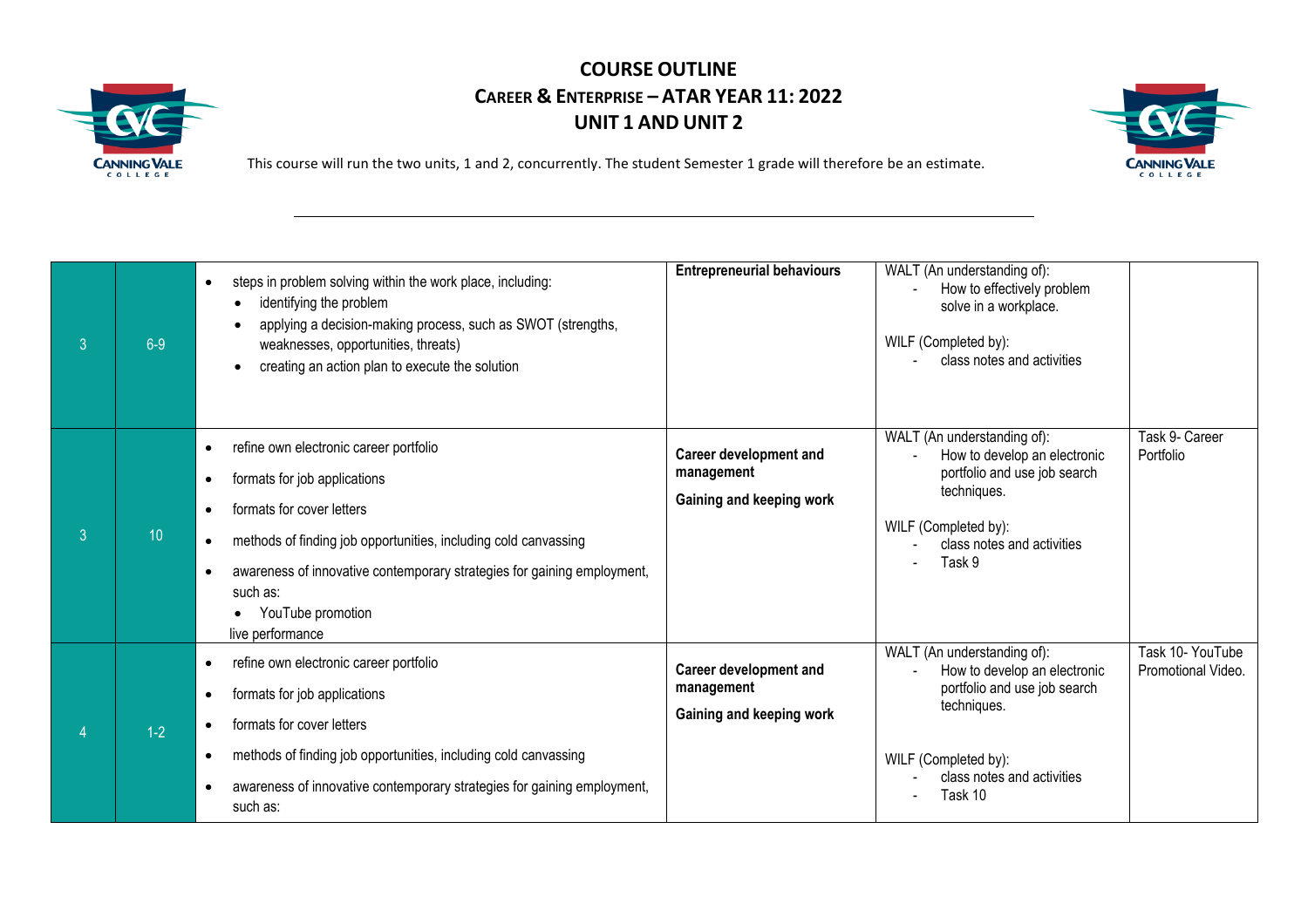# COURSE OUTLINE

## Career & Enterprise – ATAR Year 11: 2022

## Unit 1 and Unit 2

This course will run the two units, 1 and 2, concurrently. The student Semester 1 grade will therefore be an estimate.

| | | | | | |
|---|---|---|---|---|---|
| 3 | 6-9 | • steps in problem solving within the work place, including:<br>  • identifying the problem<br>  • applying a decision-making process, such as SWOT (strengths, weaknesses, opportunities, threats)<br>  • creating an action plan to execute the solution | **Entrepreneurial behaviours** | WALT (An understanding of):<br>- How to effectively problem solve in a workplace.<br><br>WILF (Completed by):<br>- class notes and activities | |
| 3 | 10 | • refine own electronic career portfolio<br>• formats for job applications<br>• formats for cover letters<br>• methods of finding job opportunities, including cold canvassing<br>• awareness of innovative contemporary strategies for gaining employment, such as:<br>  • YouTube promotion<br>live performance | **Career development and management**<br><br>**Gaining and keeping work** | WALT (An understanding of):<br>- How to develop an electronic portfolio and use job search techniques.<br><br>WILF (Completed by):<br>- class notes and activities<br>- Task 9 | Task 9- Career Portfolio |
| 4 | 1-2 | • refine own electronic career portfolio<br>• formats for job applications<br>• formats for cover letters<br>• methods of finding job opportunities, including cold canvassing<br>• awareness of innovative contemporary strategies for gaining employment, such as: | **Career development and management**<br><br>**Gaining and keeping work** | WALT (An understanding of):<br>- How to develop an electronic portfolio and use job search techniques.<br><br>WILF (Completed by):<br>- class notes and activities<br>- Task 10 | Task 10- YouTube Promotional Video. |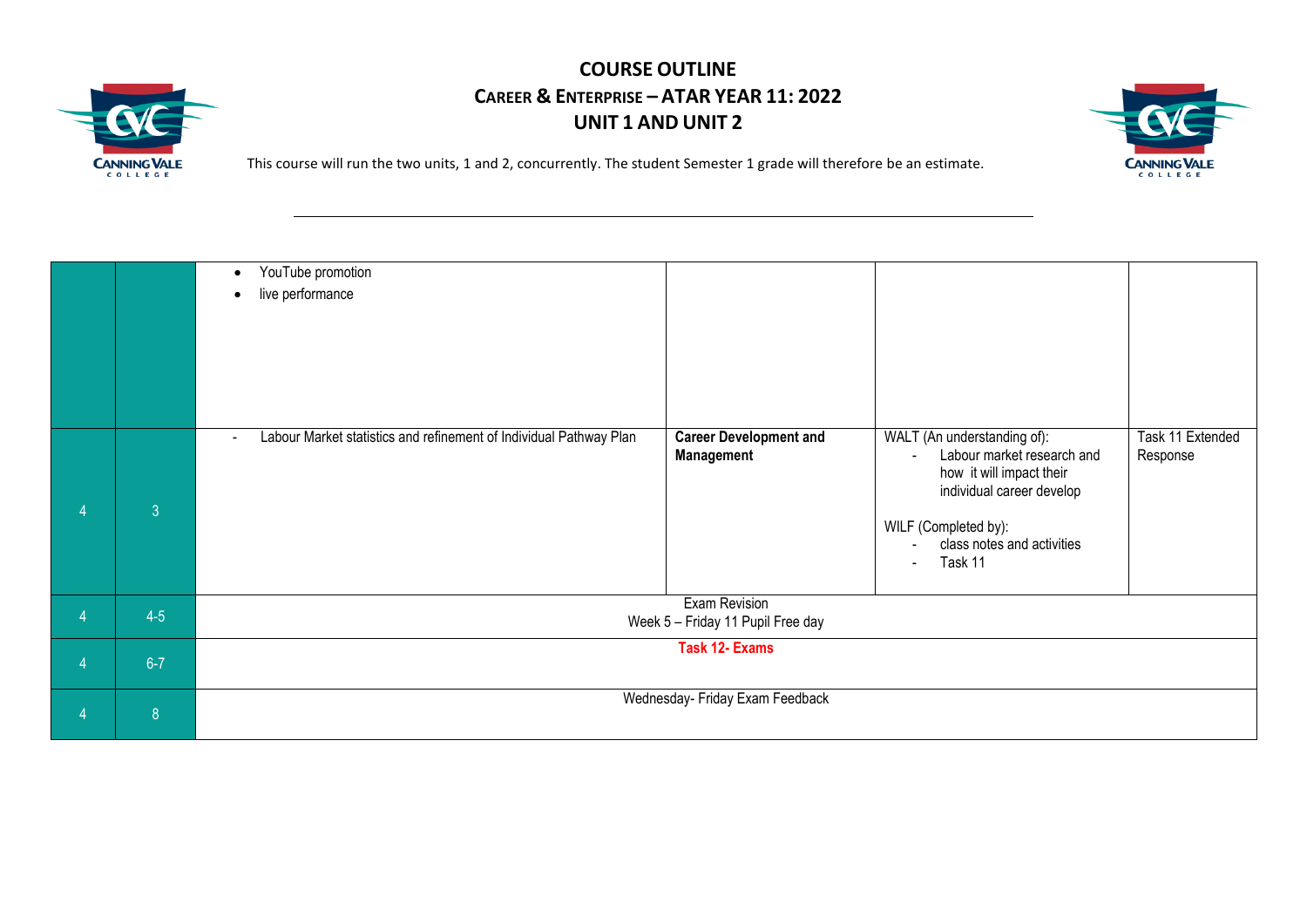# COURSE OUTLINE

## CAREER & ENTERPRISE – ATAR YEAR 11: 2022

## UNIT 1 AND UNIT 2

This course will run the two units, 1 and 2, concurrently. The student Semester 1 grade will therefore be an estimate.

| | | | | | |
|---|---|---|---|---|---|
| | | • YouTube promotion<br>• live performance | | | |
| 4 | 3 | - Labour Market statistics and refinement of Individual Pathway Plan | **Career Development and Management** | WALT (An understanding of):<br>- Labour market research and how it will impact their individual career develop<br><br>WILF (Completed by):<br>- class notes and activities<br>- Task 11 | Task 11 Extended Response |
| 4 | 4-5 | Exam Revision<br>Week 5 – Friday 11 Pupil Free day | | | |
| 4 | 6-7 | **Task 12- Exams** | | | |
| 4 | 8 | Wednesday- Friday Exam Feedback | | | |